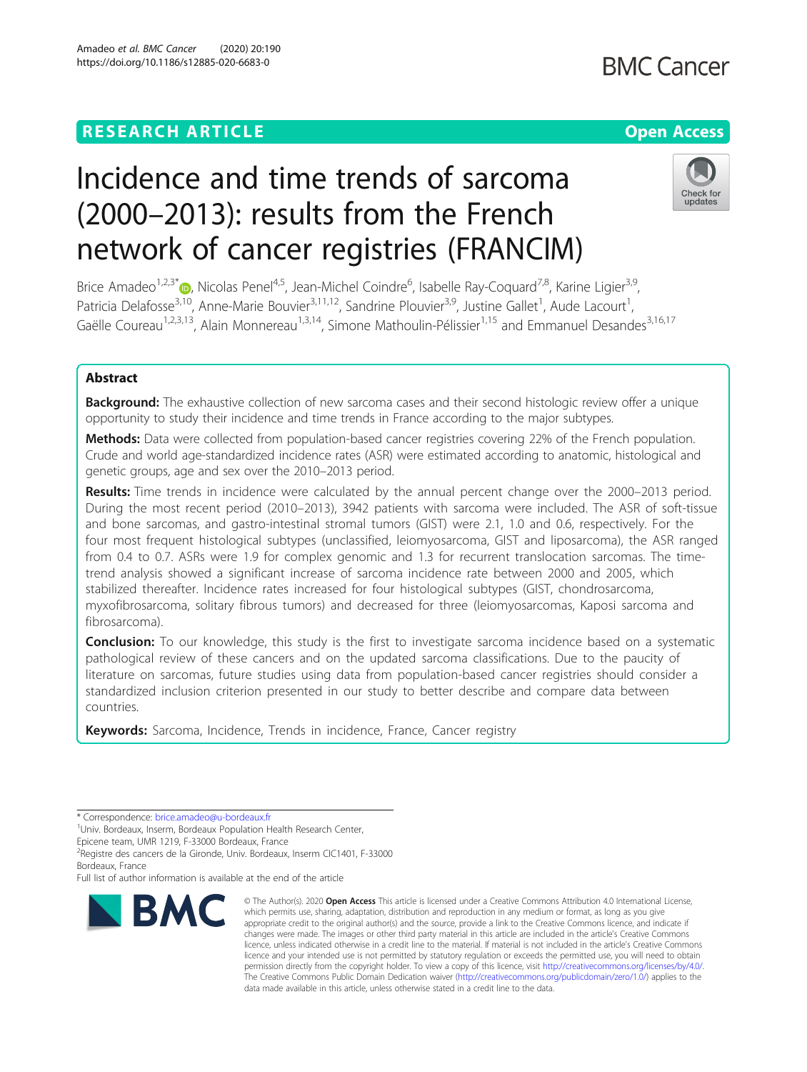RESEARCH ARTICLE

Open Access

# Incidence and time trends of sarcoma (2000–2013): results from the French network of cancer registries (FRANCIM)

Brice Amadeo[1,2,3*], Nicolas Penel[4,5], Jean-Michel Coindre[6], Isabelle Ray-Coquard[7,8], Karine Ligier[3,9], Patricia Delafosse[3,10], Anne-Marie Bouvier[3,11,12], Sandrine Plouvier[3,9], Justine Gallet[1], Aude Lacourt[1], Gaëlle Coureau[1,2,3,13], Alain Monnereau[1,3,14], Simone Mathoulin-Pélissier[1,15] and Emmanuel Desandes[3,16,17]

## Abstract

**Background:** The exhaustive collection of new sarcoma cases and their second histologic review offer a unique opportunity to study their incidence and time trends in France according to the major subtypes.

**Methods:** Data were collected from population-based cancer registries covering 22% of the French population. Crude and world age-standardized incidence rates (ASR) were estimated according to anatomic, histological and genetic groups, age and sex over the 2010–2013 period.

**Results:** Time trends in incidence were calculated by the annual percent change over the 2000–2013 period. During the most recent period (2010–2013), 3942 patients with sarcoma were included. The ASR of soft-tissue and bone sarcomas, and gastro-intestinal stromal tumors (GIST) were 2.1, 1.0 and 0.6, respectively. For the four most frequent histological subtypes (unclassified, leiomyosarcoma, GIST and liposarcoma), the ASR ranged from 0.4 to 0.7. ASRs were 1.9 for complex genomic and 1.3 for recurrent translocation sarcomas. The time-trend analysis showed a significant increase of sarcoma incidence rate between 2000 and 2005, which stabilized thereafter. Incidence rates increased for four histological subtypes (GIST, chondrosarcoma, myxofibrosarcoma, solitary fibrous tumors) and decreased for three (leiomyosarcomas, Kaposi sarcoma and fibrosarcoma).

**Conclusion:** To our knowledge, this study is the first to investigate sarcoma incidence based on a systematic pathological review of these cancers and on the updated sarcoma classifications. Due to the paucity of literature on sarcomas, future studies using data from population-based cancer registries should consider a standardized inclusion criterion presented in our study to better describe and compare data between countries.

**Keywords:** Sarcoma, Incidence, Trends in incidence, France, Cancer registry

\* Correspondence: brice.amadeo@u-bordeaux.fr

[1]Univ. Bordeaux, Inserm, Bordeaux Population Health Research Center, Epicene team, UMR 1219, F-33000 Bordeaux, France

[2]Registre des cancers de la Gironde, Univ. Bordeaux, Inserm CIC1401, F-33000 Bordeaux, France

Full list of author information is available at the end of the article

© The Author(s). 2020 **Open Access** This article is licensed under a Creative Commons Attribution 4.0 International License, which permits use, sharing, adaptation, distribution and reproduction in any medium or format, as long as you give appropriate credit to the original author(s) and the source, provide a link to the Creative Commons licence, and indicate if changes were made. The images or other third party material in this article are included in the article's Creative Commons licence, unless indicated otherwise in a credit line to the material. If material is not included in the article's Creative Commons licence and your intended use is not permitted by statutory regulation or exceeds the permitted use, you will need to obtain permission directly from the copyright holder. To view a copy of this licence, visit http://creativecommons.org/licenses/by/4.0/. The Creative Commons Public Domain Dedication waiver (http://creativecommons.org/publicdomain/zero/1.0/) applies to the data made available in this article, unless otherwise stated in a credit line to the data.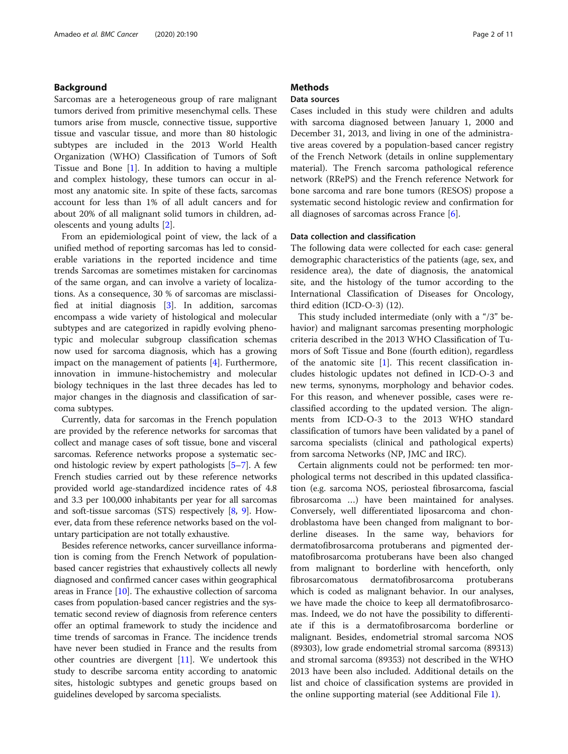## Background

Sarcomas are a heterogeneous group of rare malignant tumors derived from primitive mesenchymal cells. These tumors arise from muscle, connective tissue, supportive tissue and vascular tissue, and more than 80 histologic subtypes are included in the 2013 World Health Organization (WHO) Classification of Tumors of Soft Tissue and Bone [1]. In addition to having a multiple and complex histology, these tumors can occur in almost any anatomic site. In spite of these facts, sarcomas account for less than 1% of all adult cancers and for about 20% of all malignant solid tumors in children, adolescents and young adults [2].

From an epidemiological point of view, the lack of a unified method of reporting sarcomas has led to considerable variations in the reported incidence and time trends Sarcomas are sometimes mistaken for carcinomas of the same organ, and can involve a variety of localizations. As a consequence, 30 % of sarcomas are misclassified at initial diagnosis [3]. In addition, sarcomas encompass a wide variety of histological and molecular subtypes and are categorized in rapidly evolving phenotypic and molecular subgroup classification schemas now used for sarcoma diagnosis, which has a growing impact on the management of patients [4]. Furthermore, innovation in immune-histochemistry and molecular biology techniques in the last three decades has led to major changes in the diagnosis and classification of sarcoma subtypes.

Currently, data for sarcomas in the French population are provided by the reference networks for sarcomas that collect and manage cases of soft tissue, bone and visceral sarcomas. Reference networks propose a systematic second histologic review by expert pathologists [5–7]. A few French studies carried out by these reference networks provided world age-standardized incidence rates of 4.8 and 3.3 per 100,000 inhabitants per year for all sarcomas and soft-tissue sarcomas (STS) respectively [8, 9]. However, data from these reference networks based on the voluntary participation are not totally exhaustive.

Besides reference networks, cancer surveillance information is coming from the French Network of population-based cancer registries that exhaustively collects all newly diagnosed and confirmed cancer cases within geographical areas in France [10]. The exhaustive collection of sarcoma cases from population-based cancer registries and the systematic second review of diagnosis from reference centers offer an optimal framework to study the incidence and time trends of sarcomas in France. The incidence trends have never been studied in France and the results from other countries are divergent [11]. We undertook this study to describe sarcoma entity according to anatomic sites, histologic subtypes and genetic groups based on guidelines developed by sarcoma specialists.

## Methods

### Data sources

Cases included in this study were children and adults with sarcoma diagnosed between January 1, 2000 and December 31, 2013, and living in one of the administrative areas covered by a population-based cancer registry of the French Network (details in online supplementary material). The French sarcoma pathological reference network (RRePS) and the French reference Network for bone sarcoma and rare bone tumors (RESOS) propose a systematic second histologic review and confirmation for all diagnoses of sarcomas across France [6].

### Data collection and classification

The following data were collected for each case: general demographic characteristics of the patients (age, sex, and residence area), the date of diagnosis, the anatomical site, and the histology of the tumor according to the International Classification of Diseases for Oncology, third edition (ICD-O-3) (12).

This study included intermediate (only with a "/3" behavior) and malignant sarcomas presenting morphologic criteria described in the 2013 WHO Classification of Tumors of Soft Tissue and Bone (fourth edition), regardless of the anatomic site [1]. This recent classification includes histologic updates not defined in ICD-O-3 and new terms, synonyms, morphology and behavior codes. For this reason, and whenever possible, cases were reclassified according to the updated version. The alignments from ICD-O-3 to the 2013 WHO standard classification of tumors have been validated by a panel of sarcoma specialists (clinical and pathological experts) from sarcoma Networks (NP, JMC and IRC).

Certain alignments could not be performed: ten morphological terms not described in this updated classification (e.g. sarcoma NOS, periosteal fibrosarcoma, fascial fibrosarcoma …) have been maintained for analyses. Conversely, well differentiated liposarcoma and chondroblastoma have been changed from malignant to borderline diseases. In the same way, behaviors for dermatofibrosarcoma protuberans and pigmented dermatofibrosarcoma protuberans have been also changed from malignant to borderline with henceforth, only fibrosarcomatous dermatofibrosarcoma protuberans which is coded as malignant behavior. In our analyses, we have made the choice to keep all dermatofibrosarcomas. Indeed, we do not have the possibility to differentiate if this is a dermatofibrosarcoma borderline or malignant. Besides, endometrial stromal sarcoma NOS (89303), low grade endometrial stromal sarcoma (89313) and stromal sarcoma (89353) not described in the WHO 2013 have been also included. Additional details on the list and choice of classification systems are provided in the online supporting material (see Additional File 1).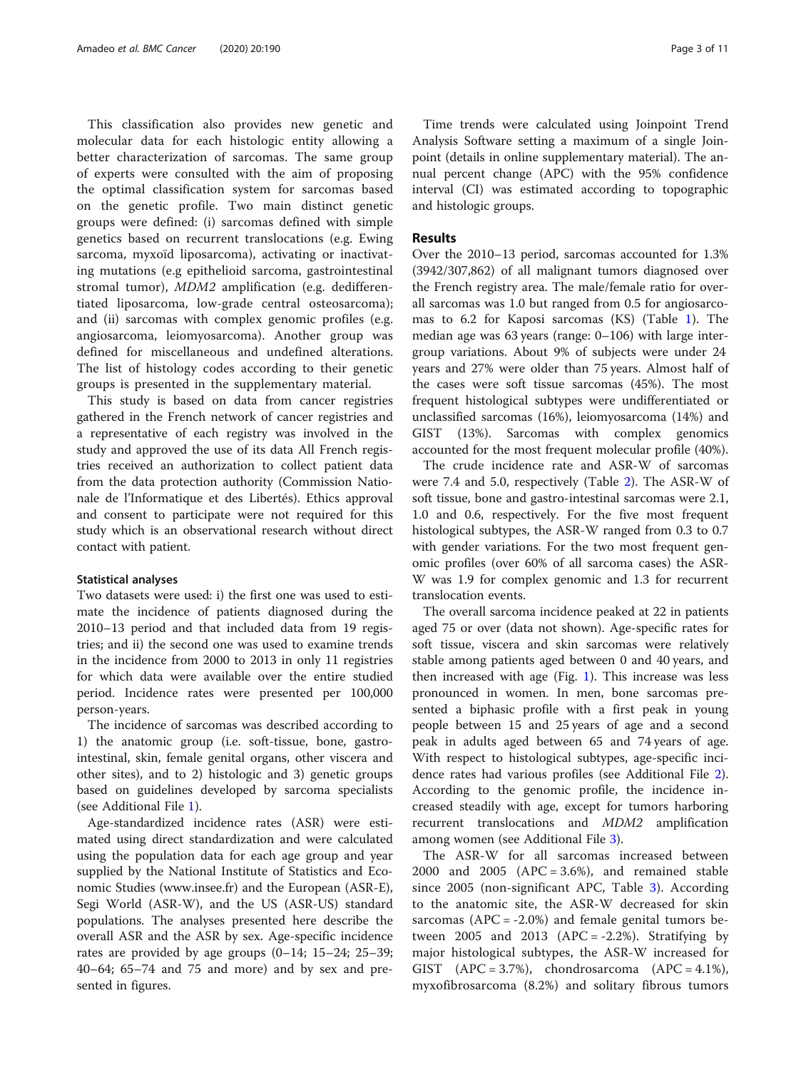This classification also provides new genetic and molecular data for each histologic entity allowing a better characterization of sarcomas. The same group of experts were consulted with the aim of proposing the optimal classification system for sarcomas based on the genetic profile. Two main distinct genetic groups were defined: (i) sarcomas defined with simple genetics based on recurrent translocations (e.g. Ewing sarcoma, myxoïd liposarcoma), activating or inactivating mutations (e.g epithelioid sarcoma, gastrointestinal stromal tumor), *MDM2* amplification (e.g. dedifferentiated liposarcoma, low-grade central osteosarcoma); and (ii) sarcomas with complex genomic profiles (e.g. angiosarcoma, leiomyosarcoma). Another group was defined for miscellaneous and undefined alterations. The list of histology codes according to their genetic groups is presented in the supplementary material.

This study is based on data from cancer registries gathered in the French network of cancer registries and a representative of each registry was involved in the study and approved the use of its data All French registries received an authorization to collect patient data from the data protection authority (Commission Nationale de l'Informatique et des Libertés). Ethics approval and consent to participate were not required for this study which is an observational research without direct contact with patient.

### Statistical analyses

Two datasets were used: i) the first one was used to estimate the incidence of patients diagnosed during the 2010–13 period and that included data from 19 registries; and ii) the second one was used to examine trends in the incidence from 2000 to 2013 in only 11 registries for which data were available over the entire studied period. Incidence rates were presented per 100,000 person-years.

The incidence of sarcomas was described according to 1) the anatomic group (i.e. soft-tissue, bone, gastro-intestinal, skin, female genital organs, other viscera and other sites), and to 2) histologic and 3) genetic groups based on guidelines developed by sarcoma specialists (see Additional File 1).

Age-standardized incidence rates (ASR) were estimated using direct standardization and were calculated using the population data for each age group and year supplied by the National Institute of Statistics and Economic Studies (www.insee.fr) and the European (ASR-E), Segi World (ASR-W), and the US (ASR-US) standard populations. The analyses presented here describe the overall ASR and the ASR by sex. Age-specific incidence rates are provided by age groups (0–14; 15–24; 25–39; 40–64; 65–74 and 75 and more) and by sex and presented in figures.

Time trends were calculated using Joinpoint Trend Analysis Software setting a maximum of a single Joinpoint (details in online supplementary material). The annual percent change (APC) with the 95% confidence interval (CI) was estimated according to topographic and histologic groups.

## Results

Over the 2010–13 period, sarcomas accounted for 1.3% (3942/307,862) of all malignant tumors diagnosed over the French registry area. The male/female ratio for overall sarcomas was 1.0 but ranged from 0.5 for angiosarcomas to 6.2 for Kaposi sarcomas (KS) (Table 1). The median age was 63 years (range: 0–106) with large intergroup variations. About 9% of subjects were under 24 years and 27% were older than 75 years. Almost half of the cases were soft tissue sarcomas (45%). The most frequent histological subtypes were undifferentiated or unclassified sarcomas (16%), leiomyosarcoma (14%) and GIST (13%). Sarcomas with complex genomics accounted for the most frequent molecular profile (40%).

The crude incidence rate and ASR-W of sarcomas were 7.4 and 5.0, respectively (Table 2). The ASR-W of soft tissue, bone and gastro-intestinal sarcomas were 2.1, 1.0 and 0.6, respectively. For the five most frequent histological subtypes, the ASR-W ranged from 0.3 to 0.7 with gender variations. For the two most frequent genomic profiles (over 60% of all sarcoma cases) the ASR-W was 1.9 for complex genomic and 1.3 for recurrent translocation events.

The overall sarcoma incidence peaked at 22 in patients aged 75 or over (data not shown). Age-specific rates for soft tissue, viscera and skin sarcomas were relatively stable among patients aged between 0 and 40 years, and then increased with age (Fig. 1). This increase was less pronounced in women. In men, bone sarcomas presented a biphasic profile with a first peak in young people between 15 and 25 years of age and a second peak in adults aged between 65 and 74 years of age. With respect to histological subtypes, age-specific incidence rates had various profiles (see Additional File 2). According to the genomic profile, the incidence increased steadily with age, except for tumors harboring recurrent translocations and *MDM2* amplification among women (see Additional File 3).

The ASR-W for all sarcomas increased between 2000 and 2005 (APC = 3.6%), and remained stable since 2005 (non-significant APC, Table 3). According to the anatomic site, the ASR-W decreased for skin sarcomas (APC = -2.0%) and female genital tumors between 2005 and 2013 (APC = -2.2%). Stratifying by major histological subtypes, the ASR-W increased for GIST (APC = 3.7%), chondrosarcoma (APC = 4.1%), myxofibrosarcoma (8.2%) and solitary fibrous tumors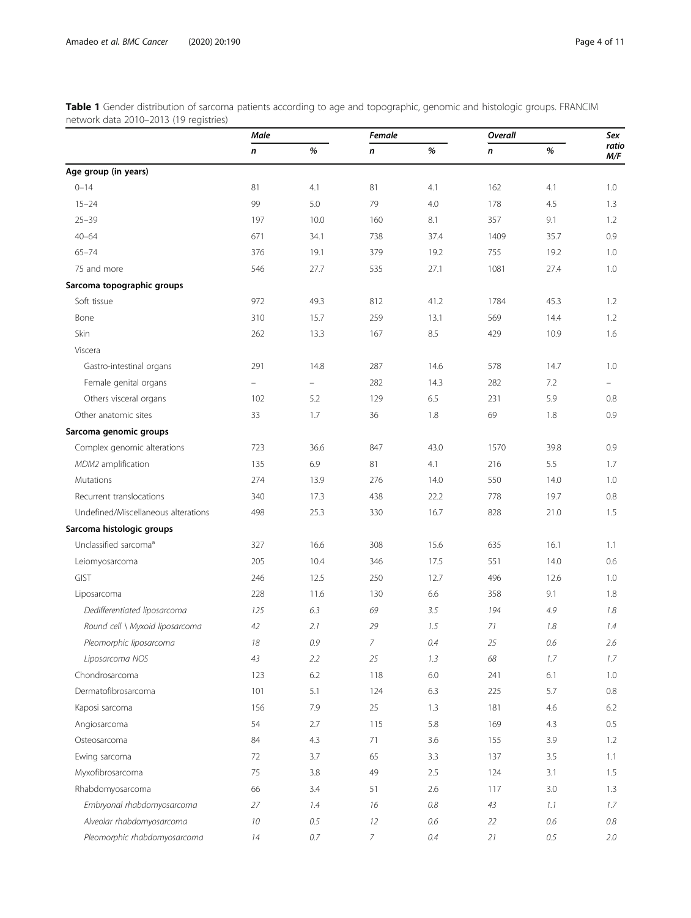**Table 1** Gender distribution of sarcoma patients according to age and topographic, genomic and histologic groups. FRANCIM network data 2010–2013 (19 registries)

| | *Male* | | *Female* | | *Overall* | | *Sex ratio M/F* |
|---|---|---|---|---|---|---|---|
| | *n* | *%* | *n* | *%* | *n* | *%* | |
| **Age group (in years)** | | | | | | | |
| 0–14 | 81 | 4.1 | 81 | 4.1 | 162 | 4.1 | 1.0 |
| 15–24 | 99 | 5.0 | 79 | 4.0 | 178 | 4.5 | 1.3 |
| 25–39 | 197 | 10.0 | 160 | 8.1 | 357 | 9.1 | 1.2 |
| 40–64 | 671 | 34.1 | 738 | 37.4 | 1409 | 35.7 | 0.9 |
| 65–74 | 376 | 19.1 | 379 | 19.2 | 755 | 19.2 | 1.0 |
| 75 and more | 546 | 27.7 | 535 | 27.1 | 1081 | 27.4 | 1.0 |
| **Sarcoma topographic groups** | | | | | | | |
| Soft tissue | 972 | 49.3 | 812 | 41.2 | 1784 | 45.3 | 1.2 |
| Bone | 310 | 15.7 | 259 | 13.1 | 569 | 14.4 | 1.2 |
| Skin | 262 | 13.3 | 167 | 8.5 | 429 | 10.9 | 1.6 |
| Viscera | | | | | | | |
| Gastro-intestinal organs | 291 | 14.8 | 287 | 14.6 | 578 | 14.7 | 1.0 |
| Female genital organs | – | – | 282 | 14.3 | 282 | 7.2 | – |
| Others visceral organs | 102 | 5.2 | 129 | 6.5 | 231 | 5.9 | 0.8 |
| Other anatomic sites | 33 | 1.7 | 36 | 1.8 | 69 | 1.8 | 0.9 |
| **Sarcoma genomic groups** | | | | | | | |
| Complex genomic alterations | 723 | 36.6 | 847 | 43.0 | 1570 | 39.8 | 0.9 |
| *MDM2* amplification | 135 | 6.9 | 81 | 4.1 | 216 | 5.5 | 1.7 |
| Mutations | 274 | 13.9 | 276 | 14.0 | 550 | 14.0 | 1.0 |
| Recurrent translocations | 340 | 17.3 | 438 | 22.2 | 778 | 19.7 | 0.8 |
| Undefined/Miscellaneous alterations | 498 | 25.3 | 330 | 16.7 | 828 | 21.0 | 1.5 |
| **Sarcoma histologic groups** | | | | | | | |
| Unclassified sarcoma[a] | 327 | 16.6 | 308 | 15.6 | 635 | 16.1 | 1.1 |
| Leiomyosarcoma | 205 | 10.4 | 346 | 17.5 | 551 | 14.0 | 0.6 |
| GIST | 246 | 12.5 | 250 | 12.7 | 496 | 12.6 | 1.0 |
| Liposarcoma | 228 | 11.6 | 130 | 6.6 | 358 | 9.1 | 1.8 |
| *Dedifferentiated liposarcoma* | *125* | *6.3* | *69* | *3.5* | *194* | *4.9* | *1.8* |
| *Round cell \ Myxoid liposarcoma* | *42* | *2.1* | *29* | *1.5* | *71* | *1.8* | *1.4* |
| *Pleomorphic liposarcoma* | *18* | *0.9* | *7* | *0.4* | *25* | *0.6* | *2.6* |
| *Liposarcoma NOS* | *43* | *2.2* | *25* | *1.3* | *68* | *1.7* | *1.7* |
| Chondrosarcoma | 123 | 6.2 | 118 | 6.0 | 241 | 6.1 | 1.0 |
| Dermatofibrosarcoma | 101 | 5.1 | 124 | 6.3 | 225 | 5.7 | 0.8 |
| Kaposi sarcoma | 156 | 7.9 | 25 | 1.3 | 181 | 4.6 | 6.2 |
| Angiosarcoma | 54 | 2.7 | 115 | 5.8 | 169 | 4.3 | 0.5 |
| Osteosarcoma | 84 | 4.3 | 71 | 3.6 | 155 | 3.9 | 1.2 |
| Ewing sarcoma | 72 | 3.7 | 65 | 3.3 | 137 | 3.5 | 1.1 |
| Myxofibrosarcoma | 75 | 3.8 | 49 | 2.5 | 124 | 3.1 | 1.5 |
| Rhabdomyosarcoma | 66 | 3.4 | 51 | 2.6 | 117 | 3.0 | 1.3 |
| *Embryonal rhabdomyosarcoma* | *27* | *1.4* | *16* | *0.8* | *43* | *1.1* | *1.7* |
| *Alveolar rhabdomyosarcoma* | *10* | *0.5* | *12* | *0.6* | *22* | *0.6* | *0.8* |
| *Pleomorphic rhabdomyosarcoma* | *14* | *0.7* | *7* | *0.4* | *21* | *0.5* | *2.0* |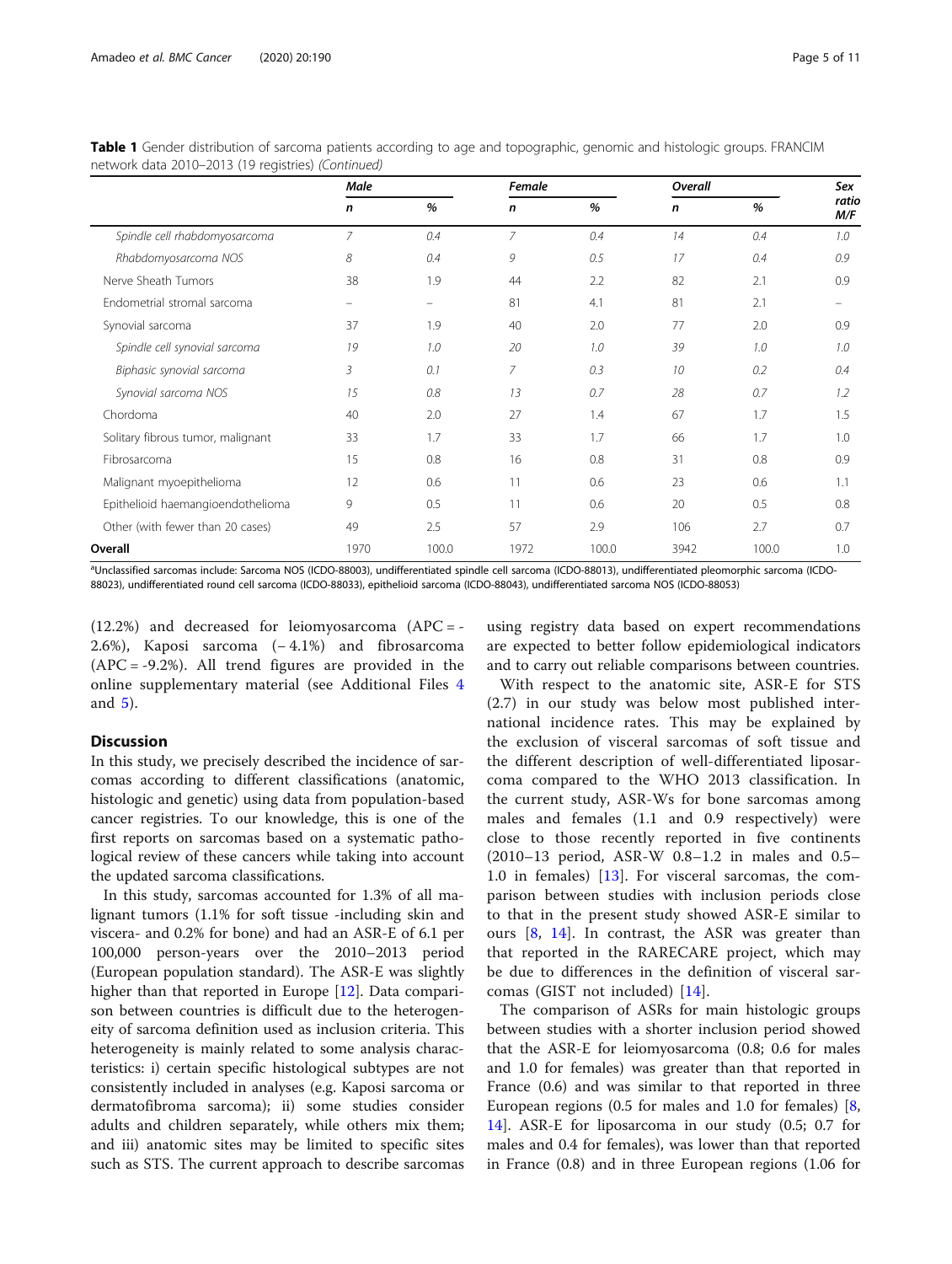**Table 1** Gender distribution of sarcoma patients according to age and topographic, genomic and histologic groups. FRANCIM network data 2010–2013 (19 registries) *(Continued)*

| | *Male* | | *Female* | | *Overall* | | *Sex ratio M/F* |
|---|---|---|---|---|---|---|---|
| | ***n*** | ***%*** | ***n*** | ***%*** | ***n*** | ***%*** | |
| *Spindle cell rhabdomyosarcoma* | *7* | *0.4* | *7* | *0.4* | *14* | *0.4* | *1.0* |
| *Rhabdomyosarcoma NOS* | *8* | *0.4* | *9* | *0.5* | *17* | *0.4* | *0.9* |
| Nerve Sheath Tumors | 38 | 1.9 | 44 | 2.2 | 82 | 2.1 | 0.9 |
| Endometrial stromal sarcoma | – | – | 81 | 4.1 | 81 | 2.1 | – |
| Synovial sarcoma | 37 | 1.9 | 40 | 2.0 | 77 | 2.0 | 0.9 |
| *Spindle cell synovial sarcoma* | *19* | *1.0* | *20* | *1.0* | *39* | *1.0* | *1.0* |
| *Biphasic synovial sarcoma* | *3* | *0.1* | *7* | *0.3* | *10* | *0.2* | *0.4* |
| *Synovial sarcoma NOS* | *15* | *0.8* | *13* | *0.7* | *28* | *0.7* | *1.2* |
| Chordoma | 40 | 2.0 | 27 | 1.4 | 67 | 1.7 | 1.5 |
| Solitary fibrous tumor, malignant | 33 | 1.7 | 33 | 1.7 | 66 | 1.7 | 1.0 |
| Fibrosarcoma | 15 | 0.8 | 16 | 0.8 | 31 | 0.8 | 0.9 |
| Malignant myoepithelioma | 12 | 0.6 | 11 | 0.6 | 23 | 0.6 | 1.1 |
| Epithelioid haemangioendothelioma | 9 | 0.5 | 11 | 0.6 | 20 | 0.5 | 0.8 |
| Other (with fewer than 20 cases) | 49 | 2.5 | 57 | 2.9 | 106 | 2.7 | 0.7 |
| **Overall** | 1970 | 100.0 | 1972 | 100.0 | 3942 | 100.0 | 1.0 |

[a]Unclassified sarcomas include: Sarcoma NOS (ICDO-88003), undifferentiated spindle cell sarcoma (ICDO-88013), undifferentiated pleomorphic sarcoma (ICDO-88023), undifferentiated round cell sarcoma (ICDO-88033), epithelioid sarcoma (ICDO-88043), undifferentiated sarcoma NOS (ICDO-88053)

(12.2%) and decreased for leiomyosarcoma (APC = -2.6%), Kaposi sarcoma (− 4.1%) and fibrosarcoma (APC = -9.2%). All trend figures are provided in the online supplementary material (see Additional Files 4 and 5).

## Discussion

In this study, we precisely described the incidence of sarcomas according to different classifications (anatomic, histologic and genetic) using data from population-based cancer registries. To our knowledge, this is one of the first reports on sarcomas based on a systematic pathological review of these cancers while taking into account the updated sarcoma classifications.

In this study, sarcomas accounted for 1.3% of all malignant tumors (1.1% for soft tissue -including skin and viscera- and 0.2% for bone) and had an ASR-E of 6.1 per 100,000 person-years over the 2010–2013 period (European population standard). The ASR-E was slightly higher than that reported in Europe [12]. Data comparison between countries is difficult due to the heterogeneity of sarcoma definition used as inclusion criteria. This heterogeneity is mainly related to some analysis characteristics: i) certain specific histological subtypes are not consistently included in analyses (e.g. Kaposi sarcoma or dermatofibroma sarcoma); ii) some studies consider adults and children separately, while others mix them; and iii) anatomic sites may be limited to specific sites such as STS. The current approach to describe sarcomas using registry data based on expert recommendations are expected to better follow epidemiological indicators and to carry out reliable comparisons between countries.

With respect to the anatomic site, ASR-E for STS (2.7) in our study was below most published international incidence rates. This may be explained by the exclusion of visceral sarcomas of soft tissue and the different description of well-differentiated liposarcoma compared to the WHO 2013 classification. In the current study, ASR-Ws for bone sarcomas among males and females (1.1 and 0.9 respectively) were close to those recently reported in five continents (2010–13 period, ASR-W 0.8–1.2 in males and 0.5–1.0 in females) [13]. For visceral sarcomas, the comparison between studies with inclusion periods close to that in the present study showed ASR-E similar to ours [8, 14]. In contrast, the ASR was greater than that reported in the RARECARE project, which may be due to differences in the definition of visceral sarcomas (GIST not included) [14].

The comparison of ASRs for main histologic groups between studies with a shorter inclusion period showed that the ASR-E for leiomyosarcoma (0.8; 0.6 for males and 1.0 for females) was greater than that reported in France (0.6) and was similar to that reported in three European regions (0.5 for males and 1.0 for females) [8, 14]. ASR-E for liposarcoma in our study (0.5; 0.7 for males and 0.4 for females), was lower than that reported in France (0.8) and in three European regions (1.06 for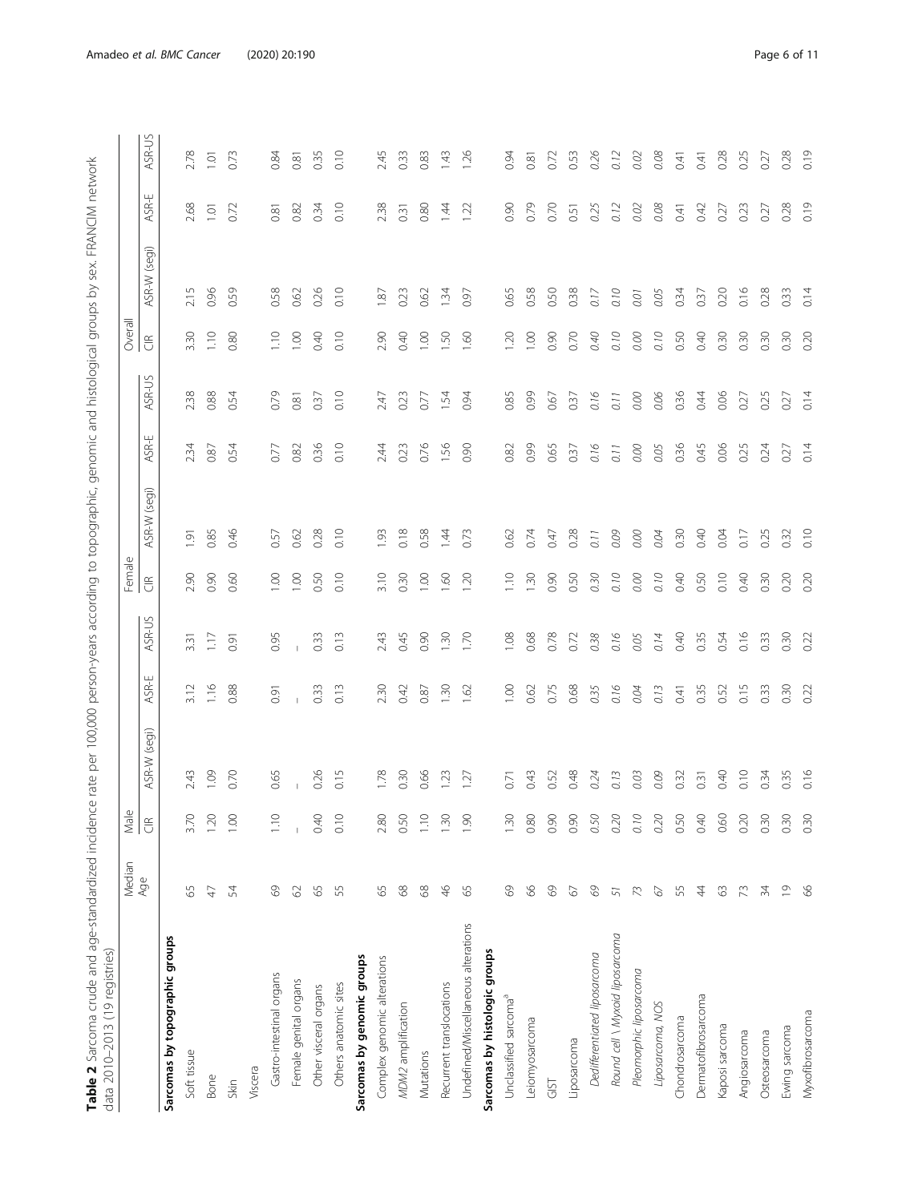**Table 2** Sarcoma crude and age-standardized incidence rate per 100,000 person-years according to topographic, genomic and histological groups by sex. FRANCIM network data 2010–2013 (19 registries)

| | Median Age | Male | | | | Female | | | | Overall | | | |
|---|---|---|---|---|---|---|---|---|---|---|---|---|---|
| | | CIR | ASR-W (segi) | ASR-E | ASR-US | CIR | ASR-W (segi) | ASR-E | ASR-US | CIR | ASR-W (segi) | ASR-E | ASR-US |
| **Sarcomas by topographic groups** | | | | | | | | | | | | | |
| Soft tissue | 65 | 3.70 | 2.43 | 3.12 | 3.31 | 2.90 | 1.91 | 2.34 | 2.38 | 3.30 | 2.15 | 2.68 | 2.78 |
| Bone | 47 | 1.20 | 1.09 | 1.16 | 1.17 | 0.90 | 0.85 | 0.87 | 0.88 | 1.10 | 0.96 | 1.01 | 1.01 |
| Skin | 54 | 1.00 | 0.70 | 0.88 | 0.91 | 0.60 | 0.46 | 0.54 | 0.54 | 0.80 | 0.59 | 0.72 | 0.73 |
| Viscera | | | | | | | | | | | | | |
| Gastro-intestinal organs | 69 | 1.10 | 0.65 | 0.91 | 0.95 | 1.00 | 0.57 | 0.77 | 0.79 | 1.10 | 0.58 | 0.81 | 0.84 |
| Female genital organs | 62 | – | – | – | – | 1.00 | 0.62 | 0.82 | 0.81 | 1.00 | 0.62 | 0.82 | 0.81 |
| Other visceral organs | 65 | 0.40 | 0.26 | 0.33 | 0.33 | 0.50 | 0.28 | 0.36 | 0.37 | 0.40 | 0.26 | 0.34 | 0.35 |
| Others anatomic sites | 55 | 0.10 | 0.15 | 0.13 | 0.13 | 0.10 | 0.10 | 0.10 | 0.10 | 0.10 | 0.10 | 0.10 | 0.10 |
| **Sarcomas by genomic groups** | | | | | | | | | | | | | |
| Complex genomic alterations | 65 | 2.80 | 1.78 | 2.30 | 2.43 | 3.10 | 1.93 | 2.44 | 2.47 | 2.90 | 1.87 | 2.38 | 2.45 |
| *MDM2* amplification | 68 | 0.50 | 0.30 | 0.42 | 0.45 | 0.30 | 0.18 | 0.23 | 0.23 | 0.40 | 0.23 | 0.31 | 0.33 |
| Mutations | 68 | 1.10 | 0.66 | 0.87 | 0.90 | 1.00 | 0.58 | 0.76 | 0.77 | 1.00 | 0.62 | 0.80 | 0.83 |
| Recurrent translocations | 46 | 1.30 | 1.23 | 1.30 | 1.30 | 1.60 | 1.44 | 1.56 | 1.54 | 1.50 | 1.34 | 1.44 | 1.43 |
| Undefined/Miscellaneous alterations | 65 | 1.90 | 1.27 | 1.62 | 1.70 | 1.20 | 0.73 | 0.90 | 0.94 | 1.60 | 0.97 | 1.22 | 1.26 |
| **Sarcomas by histologic groups** | | | | | | | | | | | | | |
| Unclassified sarcoma[a] | 69 | 1.30 | 0.71 | 1.00 | 1.08 | 1.10 | 0.62 | 0.82 | 0.85 | 1.20 | 0.65 | 0.90 | 0.94 |
| Leiomyosarcoma | 66 | 0.80 | 0.43 | 0.62 | 0.68 | 1.30 | 0.74 | 0.99 | 0.99 | 1.00 | 0.58 | 0.79 | 0.81 |
| GIST | 69 | 0.90 | 0.52 | 0.75 | 0.78 | 0.90 | 0.47 | 0.65 | 0.67 | 0.90 | 0.50 | 0.70 | 0.72 |
| Liposarcoma | 67 | 0.90 | 0.48 | 0.68 | 0.72 | 0.50 | 0.28 | 0.37 | 0.37 | 0.70 | 0.38 | 0.51 | 0.53 |
| *Dedifferentiated liposarcoma* | *69* | *0.50* | *0.24* | *0.35* | *0.38* | *0.30* | *0.11* | *0.16* | *0.16* | *0.40* | *0.17* | *0.25* | *0.26* |
| *Round cell \ Myxoid liposarcoma* | *51* | *0.20* | *0.13* | *0.16* | *0.16* | *0.10* | *0.09* | *0.11* | *0.11* | *0.10* | *0.10* | *0.12* | *0.12* |
| *Pleomorphic liposarcoma* | *73* | *0.10* | *0.03* | *0.04* | *0.05* | *0.00* | *0.00* | *0.00* | *0.00* | *0.00* | *0.01* | *0.02* | *0.02* |
| *Liposarcoma, NOS* | *67* | *0.20* | *0.09* | *0.13* | *0.14* | *0.10* | *0.04* | *0.05* | *0.06* | *0.10* | *0.05* | *0.08* | *0.08* |
| Chondrosarcoma | 55 | 0.50 | 0.32 | 0.41 | 0.40 | 0.40 | 0.30 | 0.36 | 0.36 | 0.50 | 0.34 | 0.41 | 0.41 |
| Dermatofibrosarcoma | 44 | 0.40 | 0.31 | 0.35 | 0.35 | 0.50 | 0.40 | 0.45 | 0.44 | 0.40 | 0.37 | 0.42 | 0.41 |
| Kaposi sarcoma | 63 | 0.60 | 0.40 | 0.52 | 0.54 | 0.10 | 0.04 | 0.06 | 0.06 | 0.30 | 0.20 | 0.27 | 0.28 |
| Angiosarcoma | 73 | 0.20 | 0.10 | 0.15 | 0.16 | 0.40 | 0.17 | 0.25 | 0.27 | 0.30 | 0.16 | 0.23 | 0.25 |
| Osteosarcoma | 34 | 0.30 | 0.34 | 0.33 | 0.33 | 0.30 | 0.25 | 0.24 | 0.25 | 0.30 | 0.28 | 0.27 | 0.27 |
| Ewing sarcoma | 19 | 0.30 | 0.35 | 0.30 | 0.30 | 0.20 | 0.32 | 0.27 | 0.27 | 0.30 | 0.33 | 0.28 | 0.28 |
| Myxofibrosarcoma | 66 | 0.30 | 0.16 | 0.22 | 0.22 | 0.20 | 0.10 | 0.14 | 0.14 | 0.20 | 0.14 | 0.19 | 0.19 |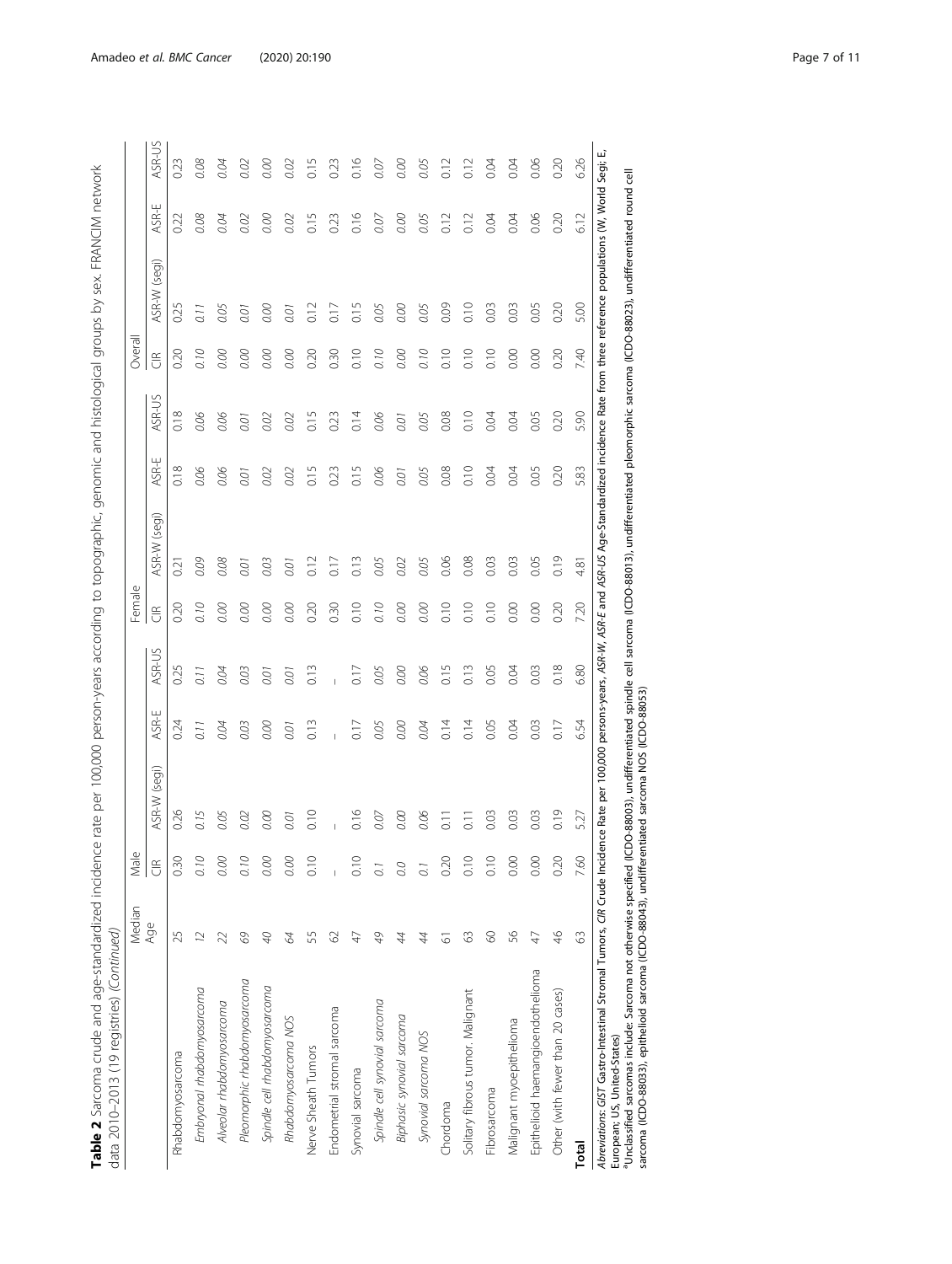**Table 2** Sarcoma crude and age-standardized incidence rate per 100,000 person-years according to topographic, genomic and histological groups by sex. FRANCIM network data 2010–2013 (19 registries) *(Continued)*

| | Median Age | Male | | | | Female | | | | Overall | | | |
|---|---|---|---|---|---|---|---|---|---|---|---|---|---|
| | | CIR | ASR-W (segi) | ASR-E | ASR-US | CIR | ASR-W (segi) | ASR-E | ASR-US | CIR | ASR-W (segi) | ASR-E | ASR-US |
| Rhabdomyosarcoma | 25 | 0.30 | 0.26 | 0.24 | 0.25 | 0.20 | 0.21 | 0.18 | 0.18 | 0.20 | 0.25 | 0.22 | 0.23 |
| *Embryonal rhabdomyosarcoma* | *12* | *0.10* | *0.15* | *0.11* | *0.11* | *0.10* | *0.09* | *0.06* | *0.06* | *0.10* | *0.11* | *0.08* | *0.08* |
| *Alveolar rhabdomyosarcoma* | *22* | *0.00* | *0.05* | *0.04* | *0.04* | *0.00* | *0.08* | *0.06* | *0.06* | *0.00* | *0.05* | *0.04* | *0.04* |
| *Pleomorphic rhabdomyosarcoma* | *69* | *0.10* | *0.02* | *0.03* | *0.03* | *0.00* | *0.01* | *0.01* | *0.01* | *0.00* | *0.01* | *0.02* | *0.02* |
| *Spindle cell rhabdomyosarcoma* | *40* | *0.00* | *0.00* | *0.00* | *0.01* | *0.00* | *0.03* | *0.02* | *0.02* | *0.00* | *0.00* | *0.00* | *0.00* |
| *Rhabdomyosarcoma NOS* | *64* | *0.00* | *0.01* | *0.01* | *0.01* | *0.00* | *0.01* | *0.02* | *0.02* | *0.00* | *0.01* | *0.02* | *0.02* |
| Nerve Sheath Tumors | 55 | 0.10 | 0.10 | 0.13 | 0.13 | 0.20 | 0.12 | 0.15 | 0.15 | 0.20 | 0.12 | 0.15 | 0.15 |
| Endometrial stromal sarcoma | 62 | – | – | – | – | 0.30 | 0.17 | 0.23 | 0.23 | 0.30 | 0.17 | 0.23 | 0.23 |
| Synovial sarcoma | 47 | 0.10 | 0.16 | 0.17 | 0.17 | 0.10 | 0.13 | 0.15 | 0.14 | 0.10 | 0.15 | 0.16 | 0.16 |
| *Spindle cell synovial sarcoma* | *49* | *0.1* | *0.07* | *0.05* | *0.05* | *0.10* | *0.05* | *0.06* | *0.06* | *0.10* | *0.05* | *0.07* | *0.07* |
| *Biphasic synovial sarcoma* | *44* | *0.0* | *0.00* | *0.00* | *0.00* | *0.00* | *0.02* | *0.01* | *0.01* | *0.00* | *0.00* | *0.00* | *0.00* |
| *Synovial sarcoma NOS* | *44* | *0.1* | *0.06* | *0.04* | *0.06* | *0.00* | *0.05* | *0.05* | *0.05* | *0.10* | *0.05* | *0.05* | *0.05* |
| Chordoma | 61 | 0.20 | 0.11 | 0.14 | 0.15 | 0.10 | 0.06 | 0.08 | 0.08 | 0.10 | 0.09 | 0.12 | 0.12 |
| Solitary fibrous tumor. Malignant | 63 | 0.10 | 0.11 | 0.14 | 0.13 | 0.10 | 0.08 | 0.10 | 0.10 | 0.10 | 0.10 | 0.12 | 0.12 |
| Fibrosarcoma | 60 | 0.10 | 0.03 | 0.05 | 0.05 | 0.10 | 0.03 | 0.04 | 0.04 | 0.10 | 0.03 | 0.04 | 0.04 |
| Malignant myoepithelioma | 56 | 0.00 | 0.03 | 0.04 | 0.04 | 0.00 | 0.03 | 0.04 | 0.04 | 0.00 | 0.03 | 0.04 | 0.04 |
| Epithelioid haemangioendothelioma | 47 | 0.00 | 0.03 | 0.03 | 0.03 | 0.00 | 0.05 | 0.05 | 0.05 | 0.00 | 0.05 | 0.06 | 0.06 |
| Other (with fewer than 20 cases) | 46 | 0.20 | 0.19 | 0.17 | 0.18 | 0.20 | 0.19 | 0.20 | 0.20 | 0.20 | 0.20 | 0.20 | 0.20 |
| **Total** | 63 | 7.60 | 5.27 | 6.54 | 6.80 | 7.20 | 4.81 | 5.83 | 5.90 | 7.40 | 5.00 | 6.12 | 6.26 |

*Abreviations*: *GIST* Gastro-Intestinal Stromal Tumors, *CIR* Crude Incidence Rate per 100,000 persons-years, *ASR-W*, *ASR-E* and *ASR-US* Age-Standardized incidence Rate from three reference populations (W, World Segi; E, European; US, United-States)

[a]Unclassified sarcomas include: Sarcoma not otherwise specified (ICDO-88003), undifferentiated spindle cell sarcoma (ICDO-88013), undifferentiated pleomorphic sarcoma (ICDO-88023), undifferentiated round cell sarcoma (ICDO-88033), epithelioid sarcoma (ICDO-88043), undifferentiated sarcoma NOS (ICDO-88053)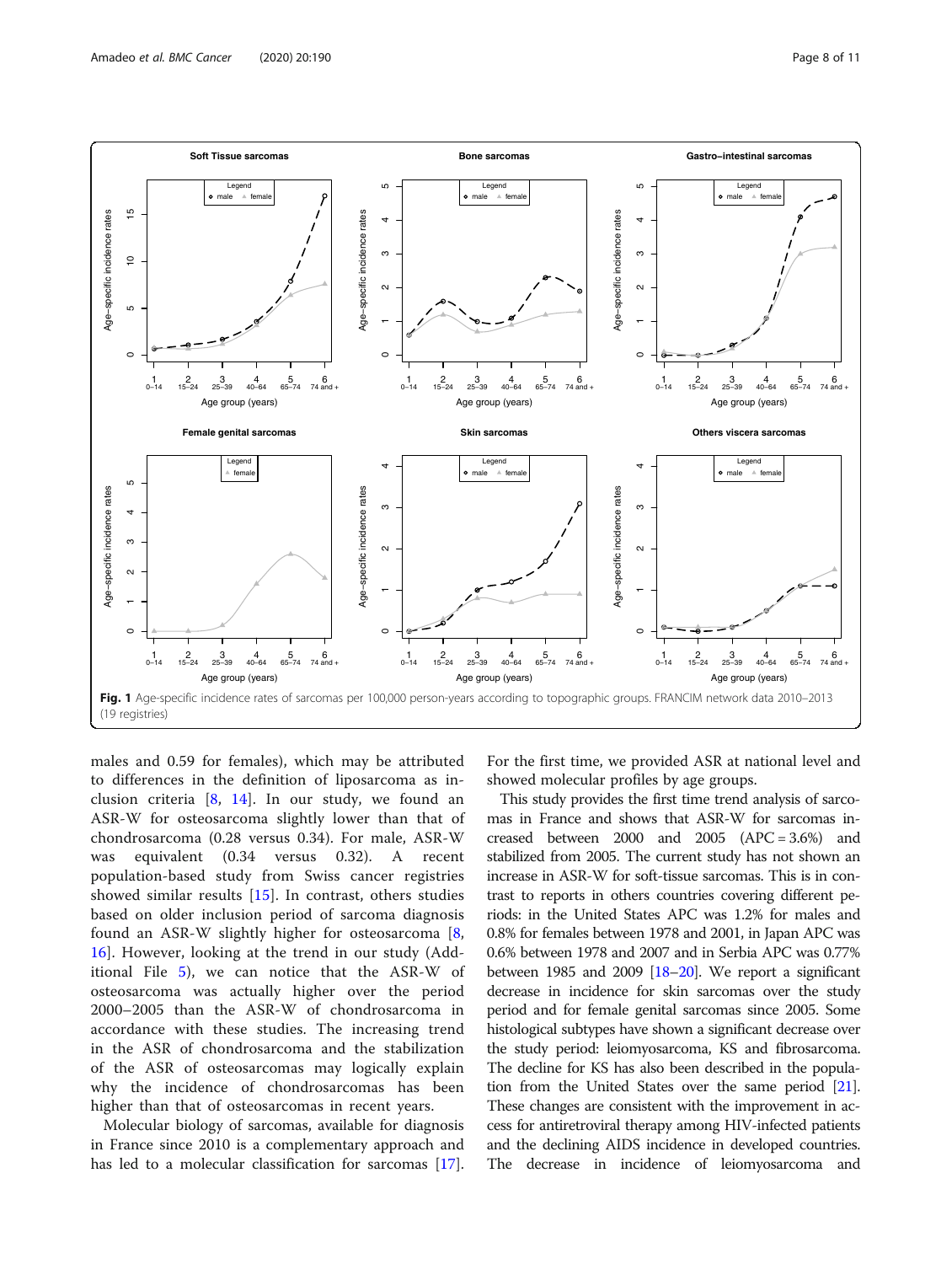Fig. 1 Age-specific incidence rates of sarcomas per 100,000 person-years according to topographic groups. FRANCIM network data 2010–2013 (19 registries)

males and 0.59 for females), which may be attributed to differences in the definition of liposarcoma as inclusion criteria [8, 14]. In our study, we found an ASR-W for osteosarcoma slightly lower than that of chondrosarcoma (0.28 versus 0.34). For male, ASR-W was equivalent (0.34 versus 0.32). A recent population-based study from Swiss cancer registries showed similar results [15]. In contrast, others studies based on older inclusion period of sarcoma diagnosis found an ASR-W slightly higher for osteosarcoma [8, 16]. However, looking at the trend in our study (Additional File 5), we can notice that the ASR-W of osteosarcoma was actually higher over the period 2000–2005 than the ASR-W of chondrosarcoma in accordance with these studies. The increasing trend in the ASR of chondrosarcoma and the stabilization of the ASR of osteosarcomas may logically explain why the incidence of chondrosarcomas has been higher than that of osteosarcomas in recent years.

Molecular biology of sarcomas, available for diagnosis in France since 2010 is a complementary approach and has led to a molecular classification for sarcomas [17]. For the first time, we provided ASR at national level and showed molecular profiles by age groups.

This study provides the first time trend analysis of sarcomas in France and shows that ASR-W for sarcomas increased between 2000 and 2005 (APC = 3.6%) and stabilized from 2005. The current study has not shown an increase in ASR-W for soft-tissue sarcomas. This is in contrast to reports in others countries covering different periods: in the United States APC was 1.2% for males and 0.8% for females between 1978 and 2001, in Japan APC was 0.6% between 1978 and 2007 and in Serbia APC was 0.77% between 1985 and 2009 [18–20]. We report a significant decrease in incidence for skin sarcomas over the study period and for female genital sarcomas since 2005. Some histological subtypes have shown a significant decrease over the study period: leiomyosarcoma, KS and fibrosarcoma. The decline for KS has also been described in the population from the United States over the same period [21]. These changes are consistent with the improvement in access for antiretroviral therapy among HIV-infected patients and the declining AIDS incidence in developed countries. The decrease in incidence of leiomyosarcoma and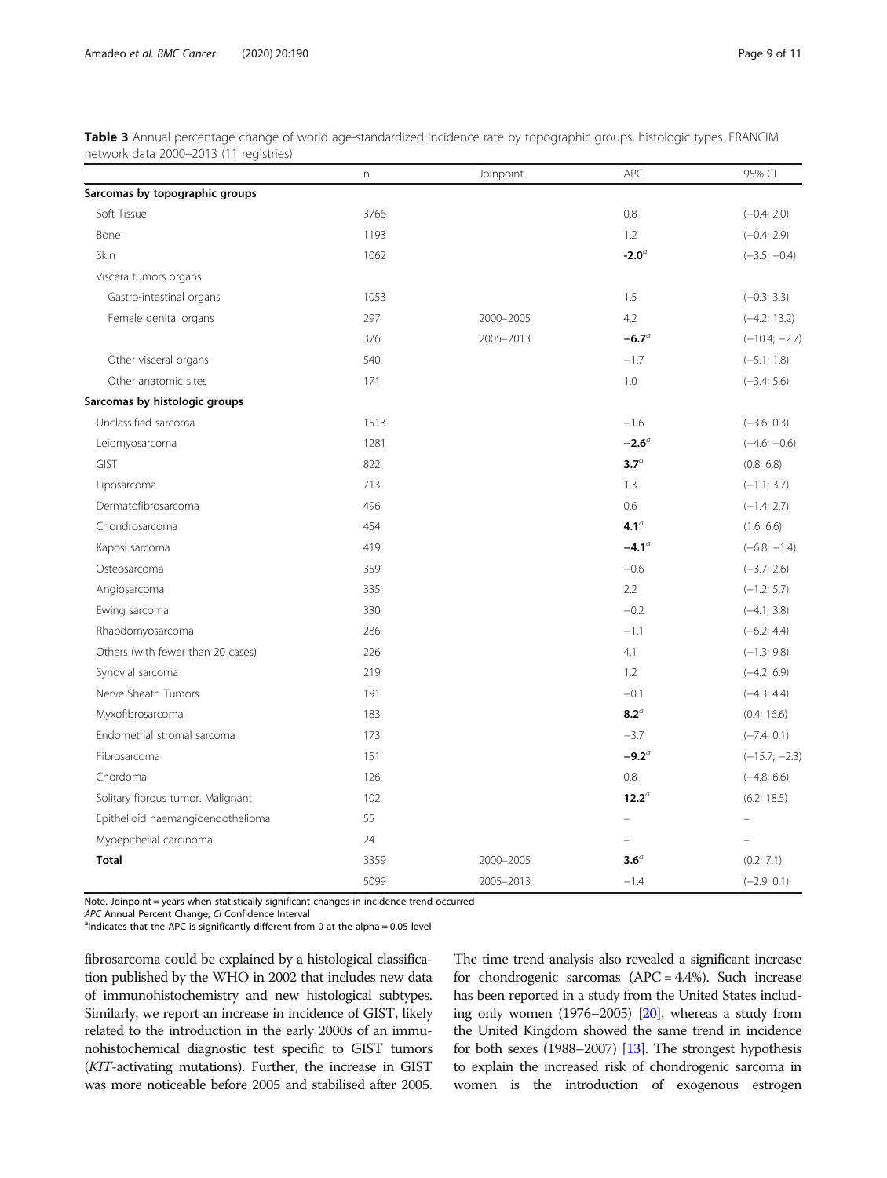**Table 3** Annual percentage change of world age-standardized incidence rate by topographic groups, histologic types. FRANCIM network data 2000–2013 (11 registries)

| | n | Joinpoint | APC | 95% CI |
|---|---|---|---|---|
| **Sarcomas by topographic groups** | | | | |
| Soft Tissue | 3766 | | 0.8 | (−0.4; 2.0) |
| Bone | 1193 | | 1.2 | (−0.4; 2.9) |
| Skin | 1062 | | **-2.0**[a] | (−3.5; −0.4) |
| Viscera tumors organs | | | | |
| Gastro-intestinal organs | 1053 | | 1.5 | (−0.3; 3.3) |
| Female genital organs | 297 | 2000–2005 | 4.2 | (−4.2; 13.2) |
| | 376 | 2005–2013 | **−6.7**[a] | (−10.4; −2.7) |
| Other visceral organs | 540 | | −1.7 | (−5.1; 1.8) |
| Other anatomic sites | 171 | | 1.0 | (−3.4; 5.6) |
| **Sarcomas by histologic groups** | | | | |
| Unclassified sarcoma | 1513 | | −1.6 | (−3.6; 0.3) |
| Leiomyosarcoma | 1281 | | **−2.6**[a] | (−4.6; −0.6) |
| GIST | 822 | | **3.7**[a] | (0.8; 6.8) |
| Liposarcoma | 713 | | 1.3 | (−1.1; 3.7) |
| Dermatofibrosarcoma | 496 | | 0.6 | (−1.4; 2.7) |
| Chondrosarcoma | 454 | | **4.1**[a] | (1.6; 6.6) |
| Kaposi sarcoma | 419 | | **−4.1**[a] | (−6.8; −1.4) |
| Osteosarcoma | 359 | | −0.6 | (−3.7; 2.6) |
| Angiosarcoma | 335 | | 2.2 | (−1.2; 5.7) |
| Ewing sarcoma | 330 | | −0.2 | (−4.1; 3.8) |
| Rhabdomyosarcoma | 286 | | −1.1 | (−6.2; 4.4) |
| Others (with fewer than 20 cases) | 226 | | 4.1 | (−1.3; 9.8) |
| Synovial sarcoma | 219 | | 1.2 | (−4.2; 6.9) |
| Nerve Sheath Tumors | 191 | | −0.1 | (−4.3; 4.4) |
| Myxofibrosarcoma | 183 | | **8.2**[a] | (0.4; 16.6) |
| Endometrial stromal sarcoma | 173 | | −3.7 | (−7.4; 0.1) |
| Fibrosarcoma | 151 | | **−9.2**[a] | (−15.7; −2.3) |
| Chordoma | 126 | | 0.8 | (−4.8; 6.6) |
| Solitary fibrous tumor. Malignant | 102 | | **12.2**[a] | (6.2; 18.5) |
| Epithelioid haemangioendothelioma | 55 | | – | – |
| Myoepithelial carcinoma | 24 | | – | – |
| **Total** | 3359 | 2000–2005 | **3.6**[a] | (0.2; 7.1) |
| | 5099 | 2005–2013 | −1.4 | (−2.9; 0.1) |

Note. Joinpoint = years when statistically significant changes in incidence trend occurred
*APC* Annual Percent Change, *CI* Confidence Interval
[a]Indicates that the APC is significantly different from 0 at the alpha = 0.05 level

fibrosarcoma could be explained by a histological classification published by the WHO in 2002 that includes new data of immunohistochemistry and new histological subtypes. Similarly, we report an increase in incidence of GIST, likely related to the introduction in the early 2000s of an immunohistochemical diagnostic test specific to GIST tumors (*KIT*-activating mutations). Further, the increase in GIST was more noticeable before 2005 and stabilised after 2005.

The time trend analysis also revealed a significant increase for chondrogenic sarcomas (APC = 4.4%). Such increase has been reported in a study from the United States including only women (1976–2005) [20], whereas a study from the United Kingdom showed the same trend in incidence for both sexes (1988–2007) [13]. The strongest hypothesis to explain the increased risk of chondrogenic sarcoma in women is the introduction of exogenous estrogen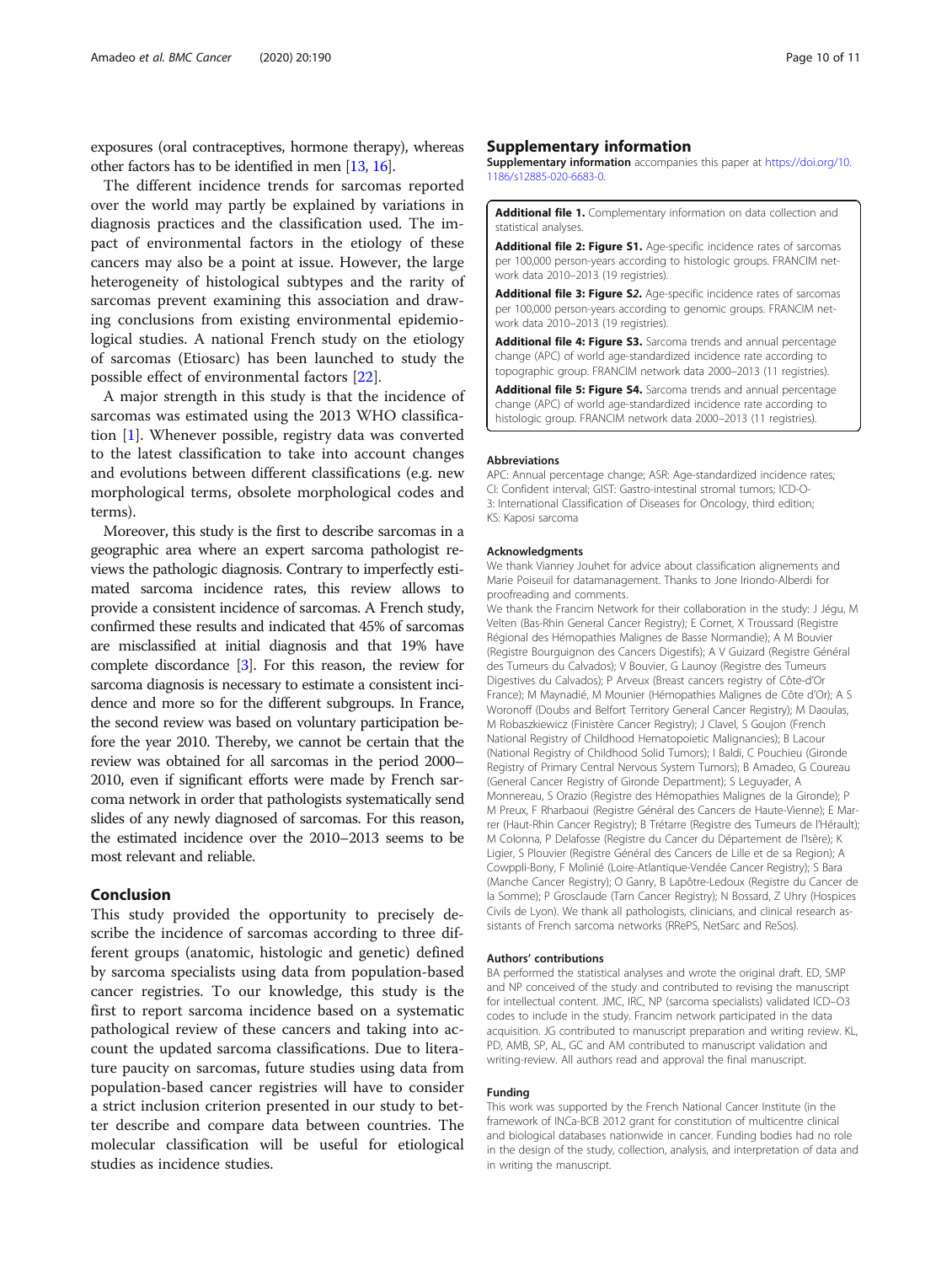exposures (oral contraceptives, hormone therapy), whereas other factors has to be identified in men [13, 16].

The different incidence trends for sarcomas reported over the world may partly be explained by variations in diagnosis practices and the classification used. The impact of environmental factors in the etiology of these cancers may also be a point at issue. However, the large heterogeneity of histological subtypes and the rarity of sarcomas prevent examining this association and drawing conclusions from existing environmental epidemiological studies. A national French study on the etiology of sarcomas (Etiosarc) has been launched to study the possible effect of environmental factors [22].

A major strength in this study is that the incidence of sarcomas was estimated using the 2013 WHO classification [1]. Whenever possible, registry data was converted to the latest classification to take into account changes and evolutions between different classifications (e.g. new morphological terms, obsolete morphological codes and terms).

Moreover, this study is the first to describe sarcomas in a geographic area where an expert sarcoma pathologist reviews the pathologic diagnosis. Contrary to imperfectly estimated sarcoma incidence rates, this review allows to provide a consistent incidence of sarcomas. A French study, confirmed these results and indicated that 45% of sarcomas are misclassified at initial diagnosis and that 19% have complete discordance [3]. For this reason, the review for sarcoma diagnosis is necessary to estimate a consistent incidence and more so for the different subgroups. In France, the second review was based on voluntary participation before the year 2010. Thereby, we cannot be certain that the review was obtained for all sarcomas in the period 2000–2010, even if significant efforts were made by French sarcoma network in order that pathologists systematically send slides of any newly diagnosed of sarcomas. For this reason, the estimated incidence over the 2010–2013 seems to be most relevant and reliable.

## Conclusion

This study provided the opportunity to precisely describe the incidence of sarcomas according to three different groups (anatomic, histologic and genetic) defined by sarcoma specialists using data from population-based cancer registries. To our knowledge, this study is the first to report sarcoma incidence based on a systematic pathological review of these cancers and taking into account the updated sarcoma classifications. Due to literature paucity on sarcomas, future studies using data from population-based cancer registries will have to consider a strict inclusion criterion presented in our study to better describe and compare data between countries. The molecular classification will be useful for etiological studies as incidence studies.

## Supplementary information

**Supplementary information** accompanies this paper at https://doi.org/10.1186/s12885-020-6683-0.

**Additional file 1.** Complementary information on data collection and statistical analyses.

**Additional file 2: Figure S1.** Age-specific incidence rates of sarcomas per 100,000 person-years according to histologic groups. FRANCIM network data 2010–2013 (19 registries).

**Additional file 3: Figure S2.** Age-specific incidence rates of sarcomas per 100,000 person-years according to genomic groups. FRANCIM network data 2010–2013 (19 registries).

**Additional file 4: Figure S3.** Sarcoma trends and annual percentage change (APC) of world age-standardized incidence rate according to topographic group. FRANCIM network data 2000–2013 (11 registries).

**Additional file 5: Figure S4.** Sarcoma trends and annual percentage change (APC) of world age-standardized incidence rate according to histologic group. FRANCIM network data 2000–2013 (11 registries).

### Abbreviations

APC: Annual percentage change; ASR: Age-standardized incidence rates; CI: Confident interval; GIST: Gastro-intestinal stromal tumors; ICD-O-3: International Classification of Diseases for Oncology, third edition; KS: Kaposi sarcoma

### Acknowledgments

We thank Vianney Jouhet for advice about classification alignements and Marie Poiseuil for datamanagement. Thanks to Jone Iriondo-Alberdi for proofreading and comments.

We thank the Francim Network for their collaboration in the study: J Jégu, M Velten (Bas-Rhin General Cancer Registry); E Cornet, X Troussard (Registre Régional des Hémopathies Malignes de Basse Normandie); A M Bouvier (Registre Bourguignon des Cancers Digestifs); A V Guizard (Registre Général des Tumeurs du Calvados); V Bouvier, G Launoy (Registre des Tumeurs Digestives du Calvados); P Arveux (Breast cancers registry of Côte-d'Or France); M Maynadié, M Mounier (Hémopathies Malignes de Côte d'Or); A S Woronoff (Doubs and Belfort Territory General Cancer Registry); M Daoulas, M Robaszkiewicz (Finistère Cancer Registry); J Clavel, S Goujon (French National Registry of Childhood Hematopoietic Malignancies); B Lacour (National Registry of Childhood Solid Tumors); I Baldi, C Pouchieu (Gironde Registry of Primary Central Nervous System Tumors); B Amadeo, G Coureau (General Cancer Registry of Gironde Department); S Leguyader, A Monnereau, S Orazio (Registre des Hémopathies Malignes de la Gironde); P M Preux, F Rharbaoui (Registre Général des Cancers de Haute-Vienne); E Marrer (Haut-Rhin Cancer Registry); B Trétarre (Registre des Tumeurs de l'Hérault); M Colonna, P Delafosse (Registre du Cancer du Département de l'Isère); K Ligier, S Plouvier (Registre Général des Cancers de Lille et de sa Region); A Cowppli-Bony, F Molinié (Loire-Atlantique-Vendée Cancer Registry); S Bara (Manche Cancer Registry); O Ganry, B Lapôtre-Ledoux (Registre du Cancer de la Somme); P Grosclaude (Tarn Cancer Registry); N Bossard, Z Uhry (Hospices Civils de Lyon). We thank all pathologists, clinicians, and clinical research assistants of French sarcoma networks (RRePS, NetSarc and ReSos).

### Authors' contributions

BA performed the statistical analyses and wrote the original draft. ED, SMP and NP conceived of the study and contributed to revising the manuscript for intellectual content. JMC, IRC, NP (sarcoma specialists) validated ICD–O3 codes to include in the study. Francim network participated in the data acquisition. JG contributed to manuscript preparation and writing review. KL, PD, AMB, SP, AL, GC and AM contributed to manuscript validation and writing-review. All authors read and approval the final manuscript.

### Funding

This work was supported by the French National Cancer Institute (in the framework of INCa-BCB 2012 grant for constitution of multicentre clinical and biological databases nationwide in cancer. Funding bodies had no role in the design of the study, collection, analysis, and interpretation of data and in writing the manuscript.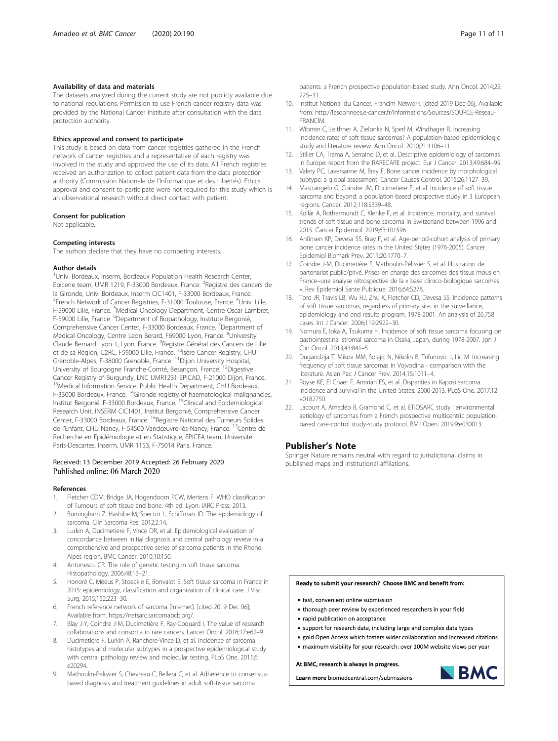#### Availability of data and materials

The datasets analyzed during the current study are not publicly available due to national regulations. Permission to use French cancer registry data was provided by the National Cancer Institute after consultation with the data protection authority.

#### Ethics approval and consent to participate

This study is based on data from cancer registries gathered in the French network of cancer registries and a representative of each registry was involved in the study and approved the use of its data. All French registries received an authorization to collect patient data from the data protection authority (Commission Nationale de l'Informatique et des Libertés). Ethics approval and consent to participate were not required for this study which is an observational research without direct contact with patient.

#### Consent for publication

Not applicable.

#### Competing interests

The authors declare that they have no competing interests.

#### Author details

[1]Univ. Bordeaux, Inserm, Bordeaux Population Health Research Center, Epicene team, UMR 1219, F-33000 Bordeaux, France. [2]Registre des cancers de la Gironde, Univ. Bordeaux, Inserm CIC1401, F-33000 Bordeaux, France. [3]French Network of Cancer Registries, F-31000 Toulouse, France. [4]Univ. Lille, F-59000 Lille, France. [5]Medical Oncology Department, Centre Oscar Lambret, F-59000 Lille, France. [6]Department of Biopathology, Institute Bergonié, Comprehensive Cancer Center, F-33000 Bordeaux, France. [7]Department of Medical Oncology, Centre Leon Berard, F69000 Lyon, France. [8]University Claude Bernard Lyon 1, Lyon, France. [9]Registre Général des Cancers de Lille et de sa Région, C2RC, F59000 Lille, France. [10]Isère Cancer Registry, CHU Grenoble-Alpes, F-38000 Grenoble, France. [11]Dijon University Hospital, University of Bourgogne Franche-Comté, Besançon, France. [12]Digestive Cancer Registry of Burgundy, LNC UMR1231 EPICAD, F-21000 Dijon, France. [13]Medical Information Service, Public Health Department, CHU Bordeaux, F-33000 Bordeaux, France. [14]Gironde registry of haematological malignancies, Institut Bergonié, F-33000 Bordeaux, France. [15]Clinical and Epidemiological Research Unit, INSERM CIC1401, Institut Bergonié, Comprehensive Cancer Center, F-33000 Bordeaux, France. [16]Registre National des Tumeurs Solides de l'Enfant, CHU Nancy, F-54500 Vandœuvre-lès-Nancy, France. [17]Centre de Recherche en Epidémiologie et en Statistique, EPICEA team, Université Paris-Descartes, Inserm, UMR 1153, F-75014 Paris, France.

Received: 13 December 2019 Accepted: 26 February 2020
Published online: 06 March 2020

#### References

1. Fletcher CDM, Bridge JA, Hogendoorn PCW, Mertens F. WHO classification of Tumours of soft tissue and bone. 4th ed. Lyon: IARC Press; 2013.
2. Burningham Z, Hashibe M, Spector L, Schiffman JD. The epidemiology of sarcoma. Clin Sarcoma Res. 2012;2:14.
3. Lurkin A, Ducimetiere F, Vince DR, et al. Epidemiological evaluation of concordance between initial diagnosis and central pathology review in a comprehensive and prospective series of sarcoma patients in the Rhone-Alpes region. BMC Cancer. 2010;10:150.
4. Antonescu CR. The role of genetic testing in soft tissue sarcoma. Histopathology. 2006;48:13–21.
5. Honoré C, Méeus P, Stoeckle E, Bonvalot S. Soft tissue sarcoma in France in 2015: epidemiology, classification and organization of clinical care. J Visc Surg. 2015;152:223–30.
6. French reference network of sarcoma [Internet]. [cited 2019 Dec 06]; Available from: https://netsarc.sarcomabcb.org/.
7. Blay J-Y, Coindre J-M, Ducimetière F, Ray-Coquard I. The value of research collaborations and consortia in rare cancers. Lancet Oncol. 2016;17:e62–9.
8. Ducimetiere F, Lurkin A, Ranchere-Vince D, et al. Incidence of sarcoma histotypes and molecular subtypes in a prospective epidemiological study with central pathology review and molecular testing. PLoS One. 2011;6:e20294.
9. Mathoulin-Pelissier S, Chevreau C, Bellera C, et al. Adherence to consensus-based diagnosis and treatment guidelines in adult soft-tissue sarcoma patients: a French prospective population-based study. Ann Oncol. 2014;25:225–31.
10. Institut National du Cancer. Francim Network. [cited 2019 Dec 06]; Available from: http://lesdonnees.e-cancer.fr/Informations/Sources/SOURCE-Reseau-FRANCIM.
11. Wibmer C, Leithner A, Zielonke N, Sperl M, Windhager R. Increasing incidence rates of soft tissue sarcomas? A population-based epidemiologic study and literature review. Ann Oncol. 2010;21:1106–11.
12. Stiller CA, Trama A, Serraino D, et al. Descriptive epidemiology of sarcomas in Europe: report from the RARECARE project. Eur J Cancer. 2013;49:684–95.
13. Valery PC, Laversanne M, Bray F. Bone cancer incidence by morphological subtype: a global assessment. Cancer Causes Control. 2015;26:1127–39.
14. Mastrangelo G, Coindre JM, Ducimetiere F, et al. Incidence of soft tissue sarcoma and beyond: a population-based prospective study in 3 European regions. Cancer. 2012;118:5339–48.
15. Kollár A, Rothermundt C, Klenke F, et al. Incidence, mortality, and survival trends of soft tissue and bone sarcoma in Switzerland between 1996 and 2015. Cancer Epidemiol. 2019;63:101596.
16. Anfinsen KP, Devesa SS, Bray F, et al. Age-period-cohort analysis of primary bone cancer incidence rates in the United States (1976-2005). Cancer Epidemiol Biomark Prev. 2011;20:1770–7.
17. Coindre J-M, Ducimetière F, Mathoulin-Pélissier S, et al. Illustration de partenariat public/privé. Prises en charge des sarcomes des tissus mous en France–une analyse rétrospective de la « base clinico-biologique sarcomes ». Rev Epidemiol Sante Publique. 2016;64:S278.
18. Toro JR, Travis LB, Wu HJ, Zhu K, Fletcher CD, Devesa SS. Incidence patterns of soft tissue sarcomas, regardless of primary site, in the surveillance, epidemiology and end results program, 1978-2001. An analysis of 26,758 cases. Int J Cancer. 2006;119:2922–30.
19. Nomura E, Ioka A, Tsukuma H. Incidence of soft tissue sarcoma focusing on gastrointestinal stromal sarcoma in Osaka, Japan, during 1978-2007. Jpn J Clin Oncol. 2013;43:841–5.
20. Dugandzija T, Mikov MM, Solajic N, Nikolin B, Trifunovic J, Ilic M. Increasing frequency of soft tissue sarcomas in Vojvodina - comparison with the literature. Asian Pac J Cancer Prev. 2014;15:1011–4.
21. Royse KE, El Chaer F, Amirian ES, et al. Disparities in Kaposi sarcoma incidence and survival in the United States: 2000-2013. PLoS One. 2017;12:e0182750.
22. Lacourt A, Amadéo B, Gramond C, et al. ETIOSARC study : environmental aetiology of sarcomas from a French prospective multicentric population-based case-control study-study protocol. BMJ Open. 2019;9:e030013.

## Publisher's Note

Springer Nature remains neutral with regard to jurisdictional claims in published maps and institutional affiliations.

**Ready to submit your research? Choose BMC and benefit from:**

- fast, convenient online submission
- thorough peer review by experienced researchers in your field
- rapid publication on acceptance
- support for research data, including large and complex data types
- gold Open Access which fosters wider collaboration and increased citations
- maximum visibility for your research: over 100M website views per year

**At BMC, research is always in progress.**

**Learn more** biomedcentral.com/submissions

BMC